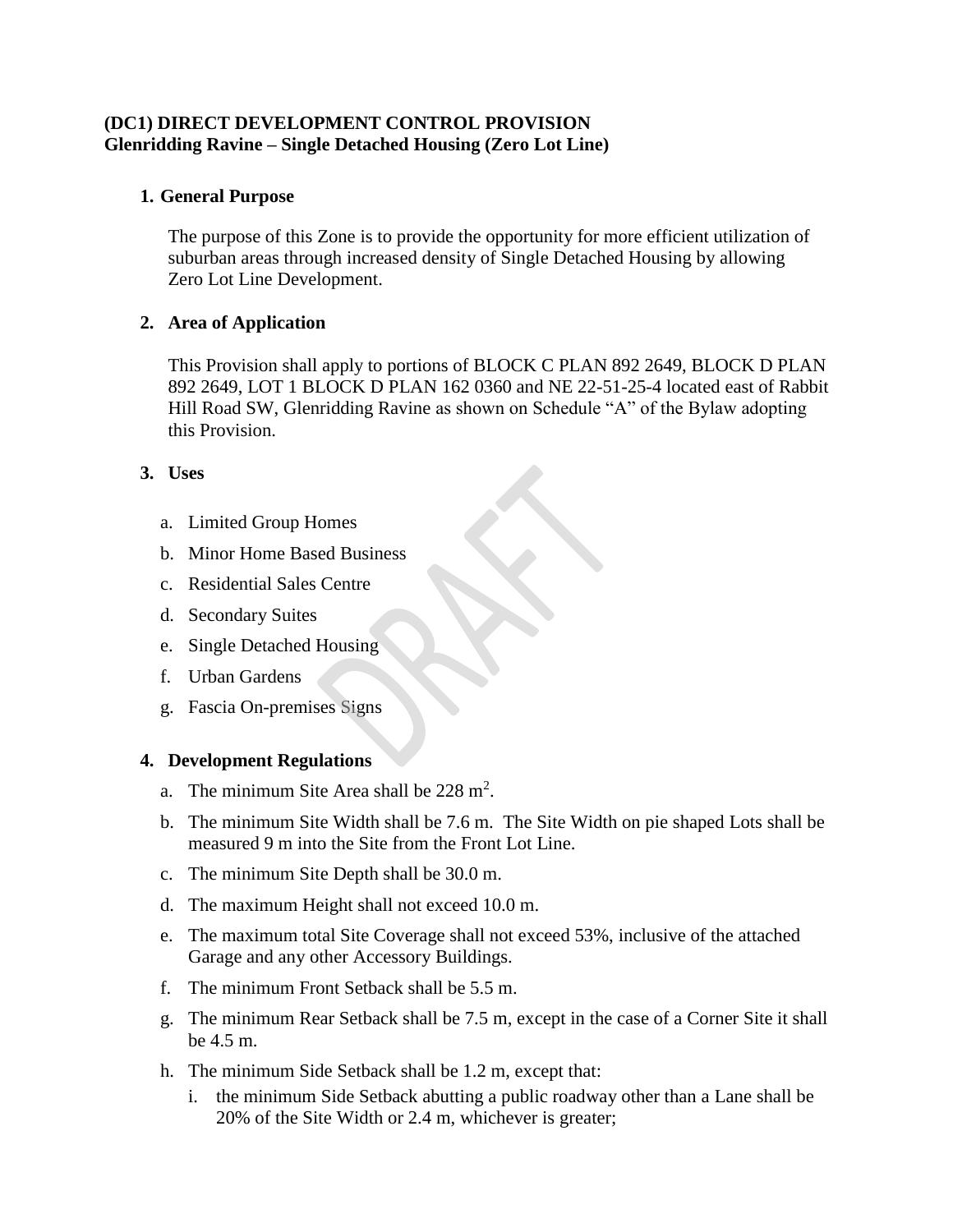**(DC1) DIRECT DEVELOPMENT CONTROL PROVISION**
**Glenridding Ravine – Single Detached Housing (Zero Lot Line)**

1. **General Purpose**

   The purpose of this Zone is to provide the opportunity for more efficient utilization of suburban areas through increased density of Single Detached Housing by allowing Zero Lot Line Development.

2. **Area of Application**

   This Provision shall apply to portions of BLOCK C PLAN 892 2649, BLOCK D PLAN 892 2649, LOT 1 BLOCK D PLAN 162 0360 and NE 22-51-25-4 located east of Rabbit Hill Road SW, Glenridding Ravine as shown on Schedule "A" of the Bylaw adopting this Provision.

3. **Uses**

   a. Limited Group Homes
   b. Minor Home Based Business
   c. Residential Sales Centre
   d. Secondary Suites
   e. Single Detached Housing
   f. Urban Gardens
   g. Fascia On-premises Signs

4. **Development Regulations**

   a. The minimum Site Area shall be 228 $m^2$.
   b. The minimum Site Width shall be 7.6 m. The Site Width on pie shaped Lots shall be measured 9 m into the Site from the Front Lot Line.
   c. The minimum Site Depth shall be 30.0 m.
   d. The maximum Height shall not exceed 10.0 m.
   e. The maximum total Site Coverage shall not exceed 53%, inclusive of the attached Garage and any other Accessory Buildings.
   f. The minimum Front Setback shall be 5.5 m.
   g. The minimum Rear Setback shall be 7.5 m, except in the case of a Corner Site it shall be 4.5 m.
   h. The minimum Side Setback shall be 1.2 m, except that:
      i. the minimum Side Setback abutting a public roadway other than a Lane shall be 20% of the Site Width or 2.4 m, whichever is greater;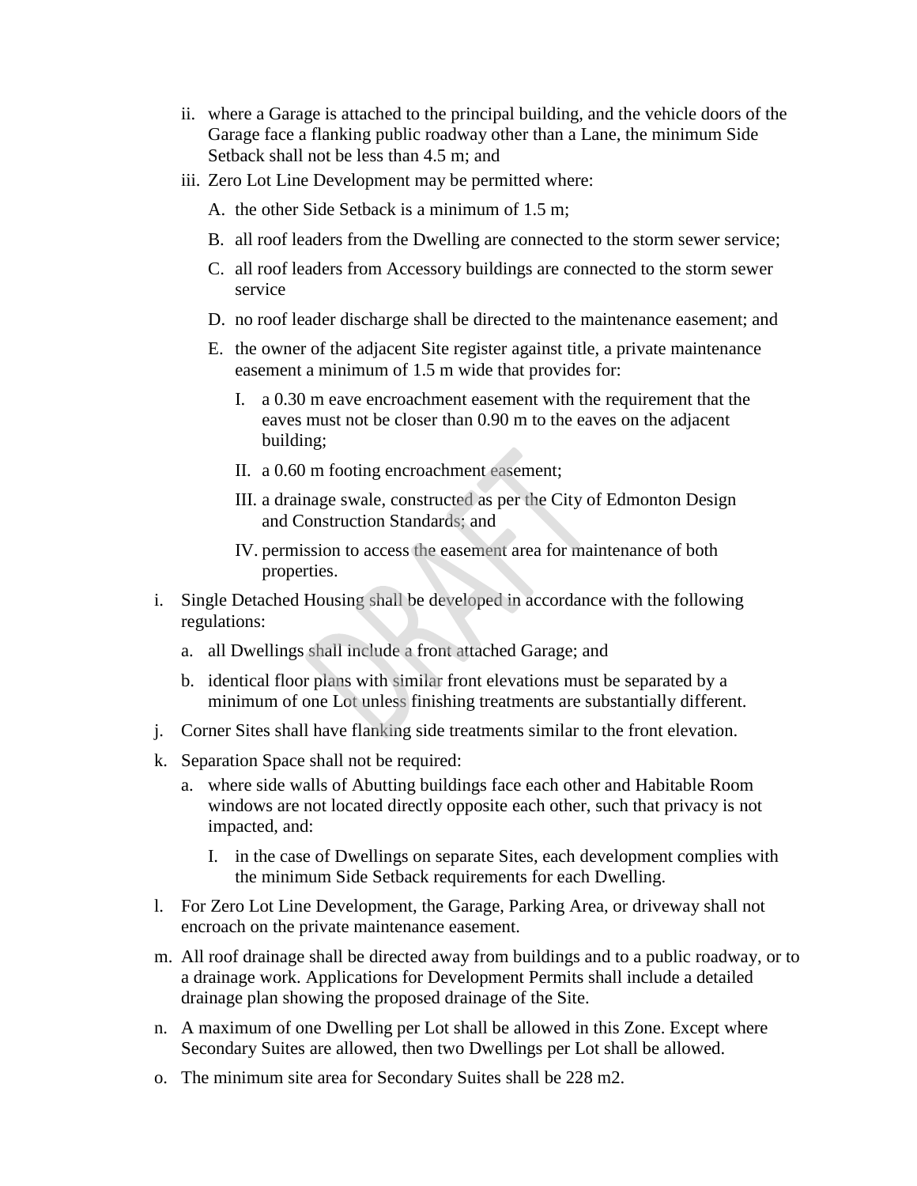ii. where a Garage is attached to the principal building, and the vehicle doors of the Garage face a flanking public roadway other than a Lane, the minimum Side Setback shall not be less than 4.5 m; and

iii. Zero Lot Line Development may be permitted where:

A. the other Side Setback is a minimum of 1.5 m;

B. all roof leaders from the Dwelling are connected to the storm sewer service;

C. all roof leaders from Accessory buildings are connected to the storm sewer service

D. no roof leader discharge shall be directed to the maintenance easement; and

E. the owner of the adjacent Site register against title, a private maintenance easement a minimum of 1.5 m wide that provides for:

I. a 0.30 m eave encroachment easement with the requirement that the eaves must not be closer than 0.90 m to the eaves on the adjacent building;

II. a 0.60 m footing encroachment easement;

III. a drainage swale, constructed as per the City of Edmonton Design and Construction Standards; and

IV. permission to access the easement area for maintenance of both properties.

i. Single Detached Housing shall be developed in accordance with the following regulations:

a. all Dwellings shall include a front attached Garage; and

b. identical floor plans with similar front elevations must be separated by a minimum of one Lot unless finishing treatments are substantially different.

j. Corner Sites shall have flanking side treatments similar to the front elevation.

k. Separation Space shall not be required:

a. where side walls of Abutting buildings face each other and Habitable Room windows are not located directly opposite each other, such that privacy is not impacted, and:

I. in the case of Dwellings on separate Sites, each development complies with the minimum Side Setback requirements for each Dwelling.

l. For Zero Lot Line Development, the Garage, Parking Area, or driveway shall not encroach on the private maintenance easement.

m. All roof drainage shall be directed away from buildings and to a public roadway, or to a drainage work. Applications for Development Permits shall include a detailed drainage plan showing the proposed drainage of the Site.

n. A maximum of one Dwelling per Lot shall be allowed in this Zone. Except where Secondary Suites are allowed, then two Dwellings per Lot shall be allowed.

o. The minimum site area for Secondary Suites shall be 228 m2.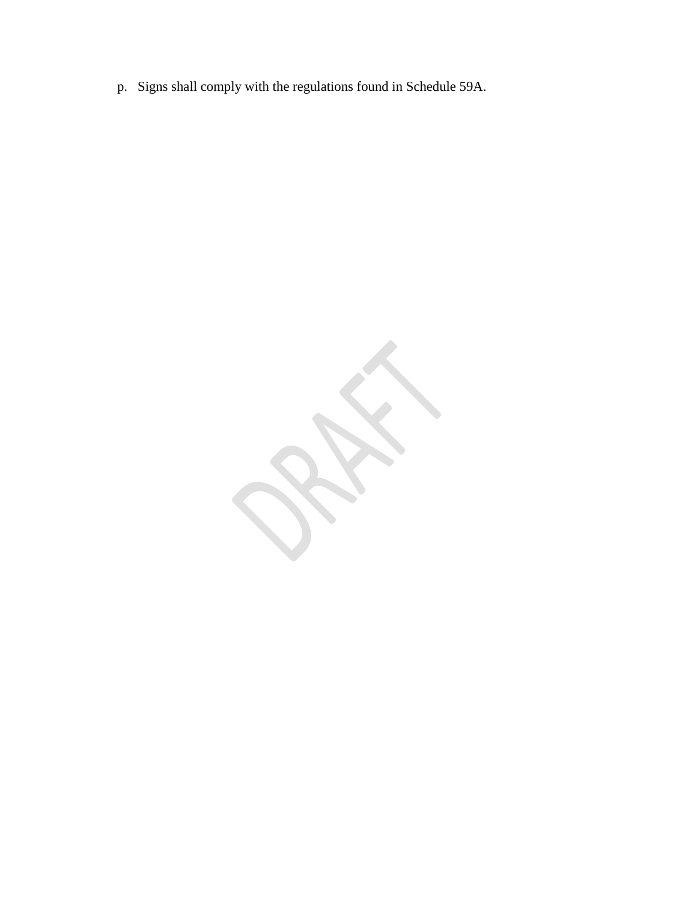p. Signs shall comply with the regulations found in Schedule 59A.